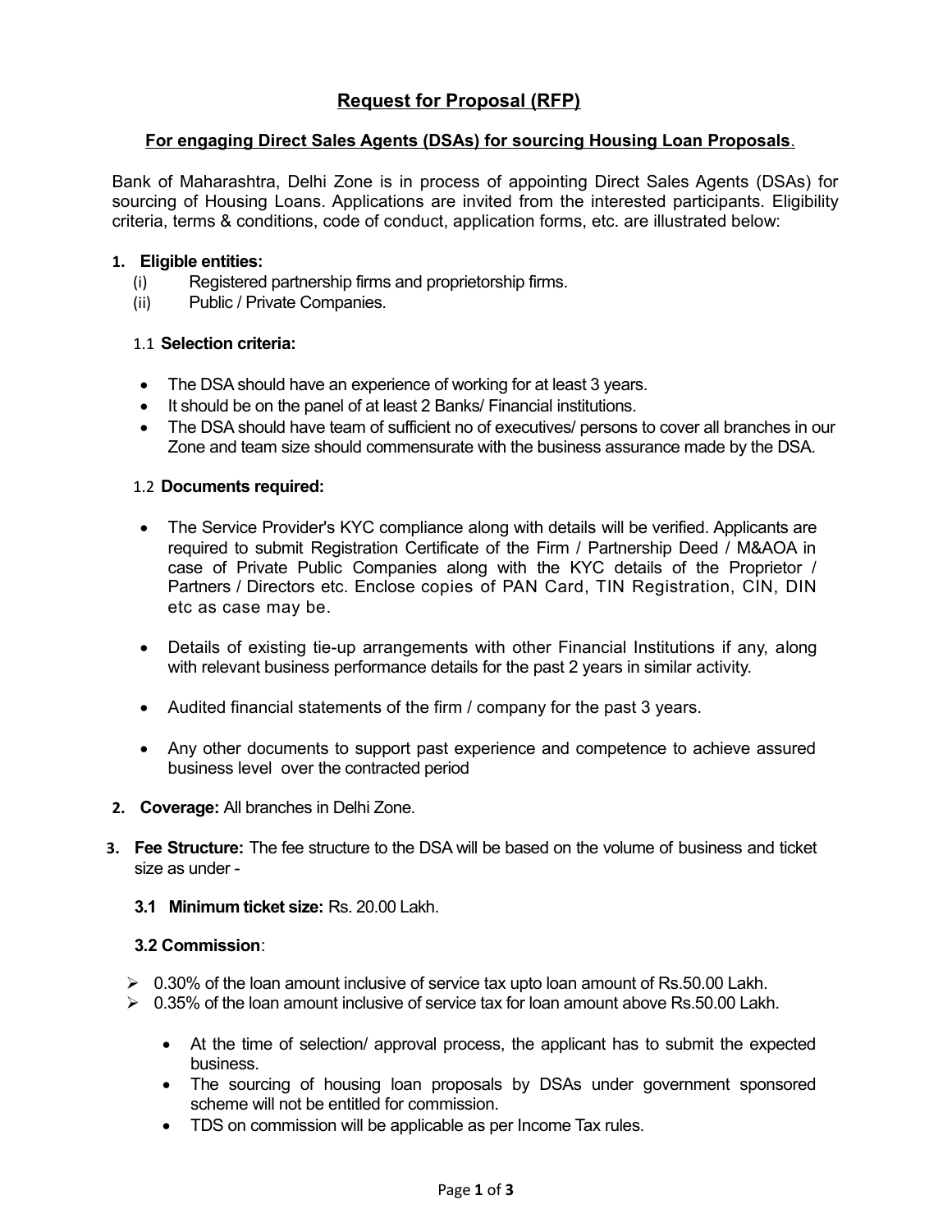# Request for Proposal (RFP)

## For engaging Direct Sales Agents (DSAs) for sourcing Housing Loan Proposals.

Bank of Maharashtra, Delhi Zone is in process of appointing Direct Sales Agents (DSAs) for sourcing of Housing Loans. Applications are invited from the interested participants. Eligibility criteria, terms & conditions, code of conduct, application forms, etc. are illustrated below:

**1. Eligible entities:**

(i) Registered partnership firms and proprietorship firms.
(ii) Public / Private Companies.

1.1 **Selection criteria:**

- The DSA should have an experience of working for at least 3 years.
- It should be on the panel of at least 2 Banks/ Financial institutions.
- The DSA should have team of sufficient no of executives/ persons to cover all branches in our Zone and team size should commensurate with the business assurance made by the DSA.

1.2 **Documents required:**

- The Service Provider's KYC compliance along with details will be verified. Applicants are required to submit Registration Certificate of the Firm / Partnership Deed / M&AOA in case of Private Public Companies along with the KYC details of the Proprietor / Partners / Directors etc. Enclose copies of PAN Card, TIN Registration, CIN, DIN etc as case may be.
- Details of existing tie-up arrangements with other Financial Institutions if any, along with relevant business performance details for the past 2 years in similar activity.
- Audited financial statements of the firm / company for the past 3 years.
- Any other documents to support past experience and competence to achieve assured business level over the contracted period

**2. Coverage:** All branches in Delhi Zone.

**3. Fee Structure:** The fee structure to the DSA will be based on the volume of business and ticket size as under -

**3.1 Minimum ticket size:** Rs. 20.00 Lakh.

**3.2 Commission**:

- 0.30% of the loan amount inclusive of service tax upto loan amount of Rs.50.00 Lakh.
- 0.35% of the loan amount inclusive of service tax for loan amount above Rs.50.00 Lakh.
  - At the time of selection/ approval process, the applicant has to submit the expected business.
  - The sourcing of housing loan proposals by DSAs under government sponsored scheme will not be entitled for commission.
  - TDS on commission will be applicable as per Income Tax rules.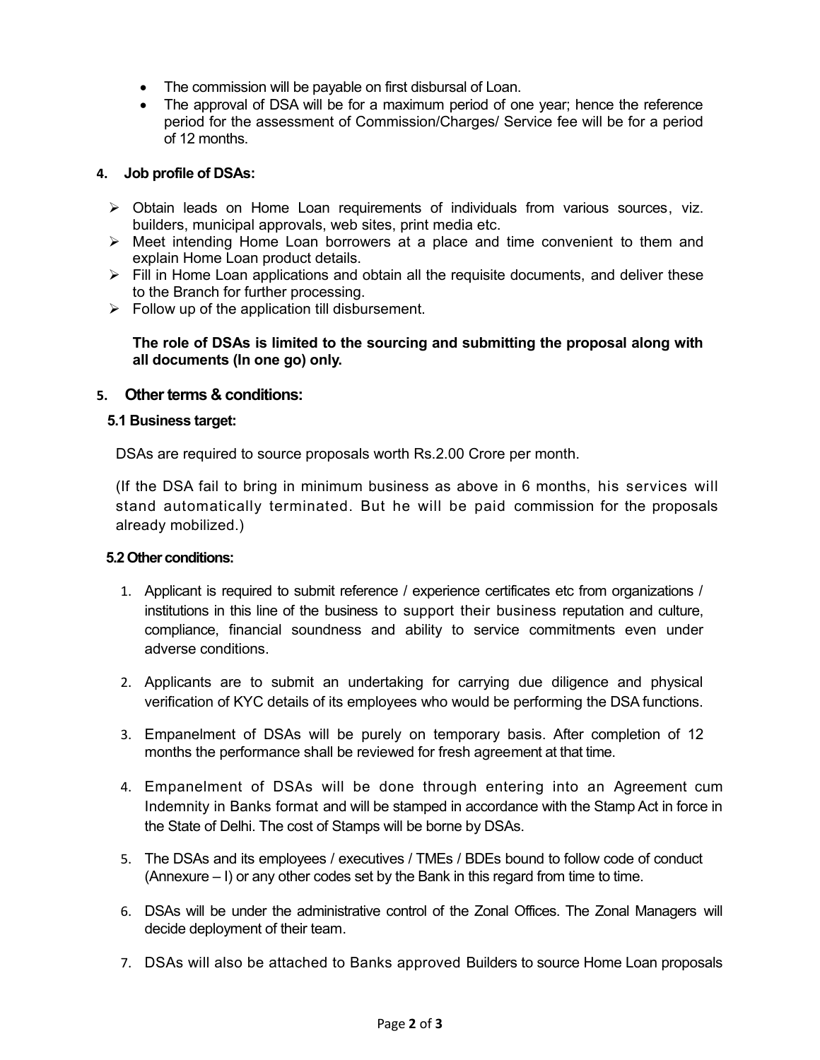- The commission will be payable on first disbursal of Loan.
- The approval of DSA will be for a maximum period of one year; hence the reference period for the assessment of Commission/Charges/ Service fee will be for a period of 12 months.

**4. Job profile of DSAs:**

- Obtain leads on Home Loan requirements of individuals from various sources, viz. builders, municipal approvals, web sites, print media etc.
- Meet intending Home Loan borrowers at a place and time convenient to them and explain Home Loan product details.
- Fill in Home Loan applications and obtain all the requisite documents, and deliver these to the Branch for further processing.
- Follow up of the application till disbursement.

**The role of DSAs is limited to the sourcing and submitting the proposal along with all documents (In one go) only.**

**5. Other terms & conditions:**

**5.1 Business target:**

DSAs are required to source proposals worth Rs.2.00 Crore per month.

(If the DSA fail to bring in minimum business as above in 6 months, his services will stand automatically terminated. But he will be paid commission for the proposals already mobilized.)

**5.2 Other conditions:**

1. Applicant is required to submit reference / experience certificates etc from organizations / institutions in this line of the business to support their business reputation and culture, compliance, financial soundness and ability to service commitments even under adverse conditions.

2. Applicants are to submit an undertaking for carrying due diligence and physical verification of KYC details of its employees who would be performing the DSA functions.

3. Empanelment of DSAs will be purely on temporary basis. After completion of 12 months the performance shall be reviewed for fresh agreement at that time.

4. Empanelment of DSAs will be done through entering into an Agreement cum Indemnity in Banks format and will be stamped in accordance with the Stamp Act in force in the State of Delhi. The cost of Stamps will be borne by DSAs.

5. The DSAs and its employees / executives / TMEs / BDEs bound to follow code of conduct (Annexure – I) or any other codes set by the Bank in this regard from time to time.

6. DSAs will be under the administrative control of the Zonal Offices. The Zonal Managers will decide deployment of their team.

7. DSAs will also be attached to Banks approved Builders to source Home Loan proposals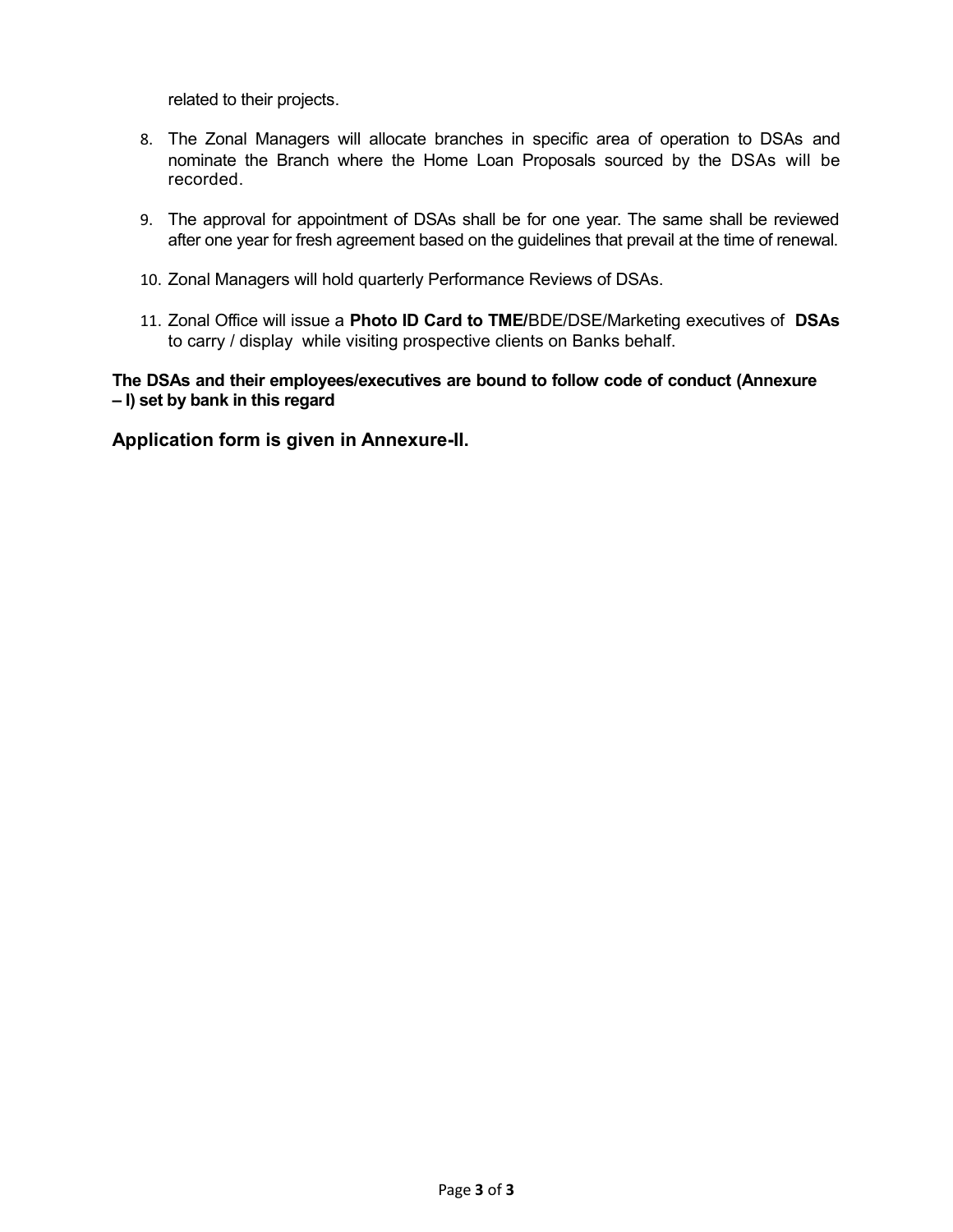related to their projects.

8. The Zonal Managers will allocate branches in specific area of operation to DSAs and nominate the Branch where the Home Loan Proposals sourced by the DSAs will be recorded.

9. The approval for appointment of DSAs shall be for one year. The same shall be reviewed after one year for fresh agreement based on the guidelines that prevail at the time of renewal.

10. Zonal Managers will hold quarterly Performance Reviews of DSAs.

11. Zonal Office will issue a **Photo ID Card to TME/**BDE/DSE/Marketing executives of **DSAs** to carry / display while visiting prospective clients on Banks behalf.

**The DSAs and their employees/executives are bound to follow code of conduct (Annexure – I) set by bank in this regard**

**Application form is given in Annexure-II.**